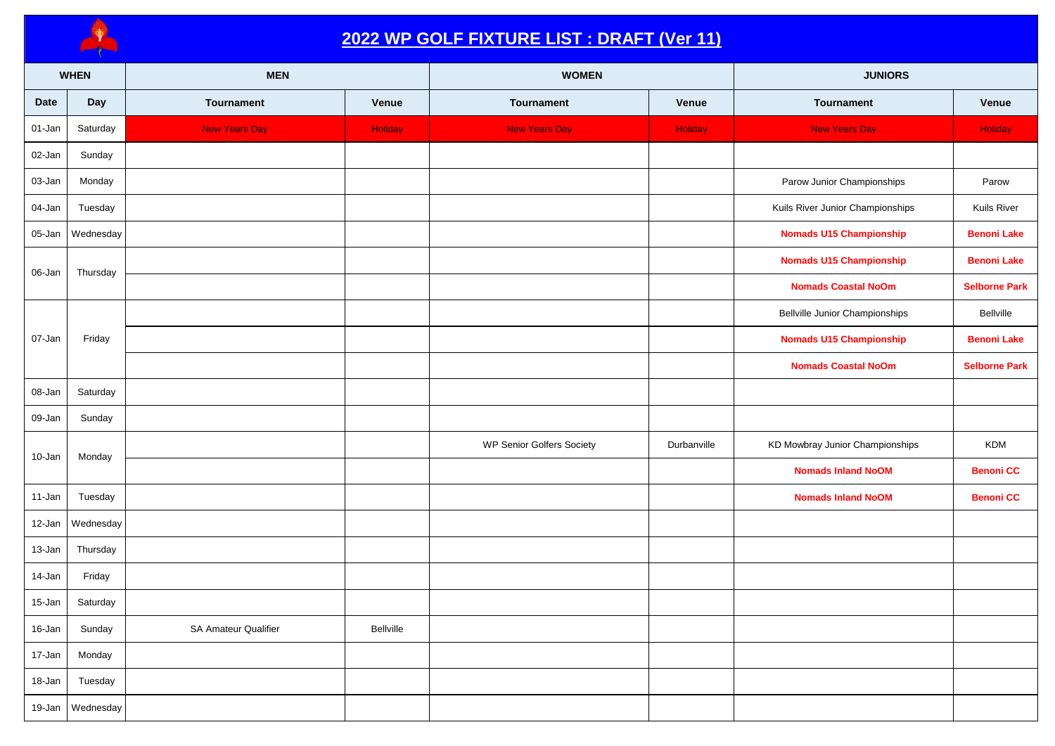# 2022 WP GOLF FIXTURE LIST : DRAFT (Ver 11)

| WHEN | | MEN | | WOMEN | | JUNIORS | |
|---|---|---|---|---|---|---|---|
| Date | Day | Tournament | Venue | Tournament | Venue | Tournament | Venue |
| 01-Jan | Saturday | New Years Day | Holiday | New Years Day | Holiday | New Years Day | Holiday |
| 02-Jan | Sunday | | | | | | |
| 03-Jan | Monday | | | | | Parow Junior Championships | Parow |
| 04-Jan | Tuesday | | | | | Kuils River Junior Championships | Kuils River |
| 05-Jan | Wednesday | | | | | **Nomads U15 Championship** | **Benoni Lake** |
| 06-Jan | Thursday | | | | | **Nomads U15 Championship** | **Benoni Lake** |
| | | | | | | **Nomads Coastal NoOm** | **Selborne Park** |
| 07-Jan | Friday | | | | | Bellville Junior Championships | Bellville |
| | | | | | | **Nomads U15 Championship** | **Benoni Lake** |
| | | | | | | **Nomads Coastal NoOm** | **Selborne Park** |
| 08-Jan | Saturday | | | | | | |
| 09-Jan | Sunday | | | | | | |
| 10-Jan | Monday | | | WP Senior Golfers Society | Durbanville | KD Mowbray Junior Championships | KDM |
| | | | | | | **Nomads Inland NoOM** | **Benoni CC** |
| 11-Jan | Tuesday | | | | | **Nomads Inland NoOM** | **Benoni CC** |
| 12-Jan | Wednesday | | | | | | |
| 13-Jan | Thursday | | | | | | |
| 14-Jan | Friday | | | | | | |
| 15-Jan | Saturday | | | | | | |
| 16-Jan | Sunday | SA Amateur Qualifier | Bellville | | | | |
| 17-Jan | Monday | | | | | | |
| 18-Jan | Tuesday | | | | | | |
| 19-Jan | Wednesday | | | | | | |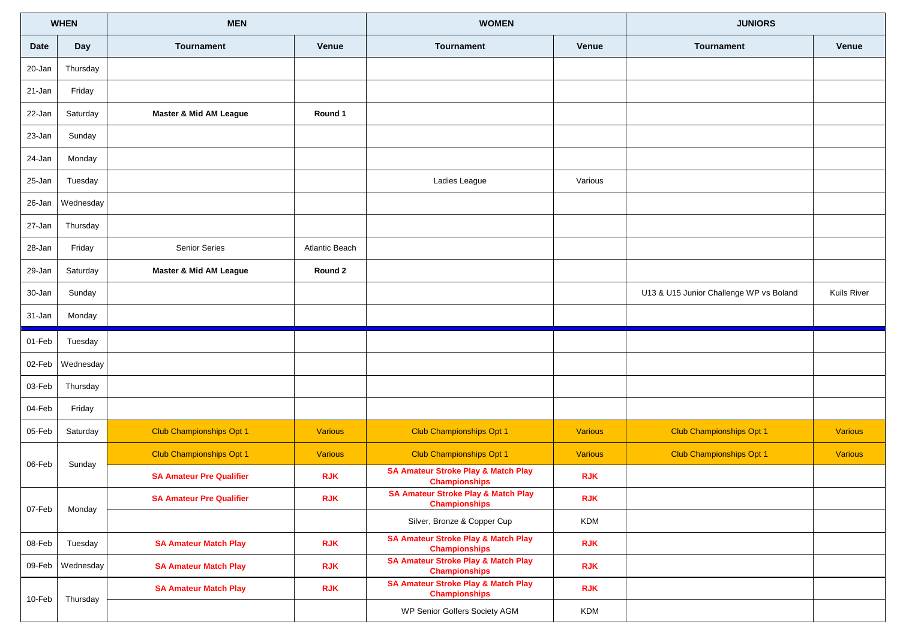| WHEN | | MEN | | WOMEN | | JUNIORS | |
|---|---|---|---|---|---|---|---|
| **Date** | **Day** | **Tournament** | **Venue** | **Tournament** | **Venue** | **Tournament** | **Venue** |
| 20-Jan | Thursday | | | | | | |
| 21-Jan | Friday | | | | | | |
| 22-Jan | Saturday | **Master & Mid AM League** | **Round 1** | | | | |
| 23-Jan | Sunday | | | | | | |
| 24-Jan | Monday | | | | | | |
| 25-Jan | Tuesday | | | Ladies League | Various | | |
| 26-Jan | Wednesday | | | | | | |
| 27-Jan | Thursday | | | | | | |
| 28-Jan | Friday | Senior Series | Atlantic Beach | | | | |
| 29-Jan | Saturday | **Master & Mid AM League** | **Round 2** | | | | |
| 30-Jan | Sunday | | | | | U13 & U15 Junior Challenge WP vs Boland | Kuils River |
| 31-Jan | Monday | | | | | | |
| 01-Feb | Tuesday | | | | | | |
| 02-Feb | Wednesday | | | | | | |
| 03-Feb | Thursday | | | | | | |
| 04-Feb | Friday | | | | | | |
| 05-Feb | Saturday | Club Championships Opt 1 | Various | Club Championships Opt 1 | Various | Club Championships Opt 1 | Various |
| 06-Feb | Sunday | Club Championships Opt 1 | Various | Club Championships Opt 1 | Various | Club Championships Opt 1 | Various |
| | | **SA Amateur Pre Qualifier** | **RJK** | **SA Amateur Stroke Play & Match Play Championships** | **RJK** | | |
| 07-Feb | Monday | **SA Amateur Pre Qualifier** | **RJK** | **SA Amateur Stroke Play & Match Play Championships** | **RJK** | | |
| | | | | Silver, Bronze & Copper Cup | KDM | | |
| 08-Feb | Tuesday | **SA Amateur Match Play** | **RJK** | **SA Amateur Stroke Play & Match Play Championships** | **RJK** | | |
| 09-Feb | Wednesday | **SA Amateur Match Play** | **RJK** | **SA Amateur Stroke Play & Match Play Championships** | **RJK** | | |
| 10-Feb | Thursday | **SA Amateur Match Play** | **RJK** | **SA Amateur Stroke Play & Match Play Championships** | **RJK** | | |
| | | | | WP Senior Golfers Society AGM | KDM | | |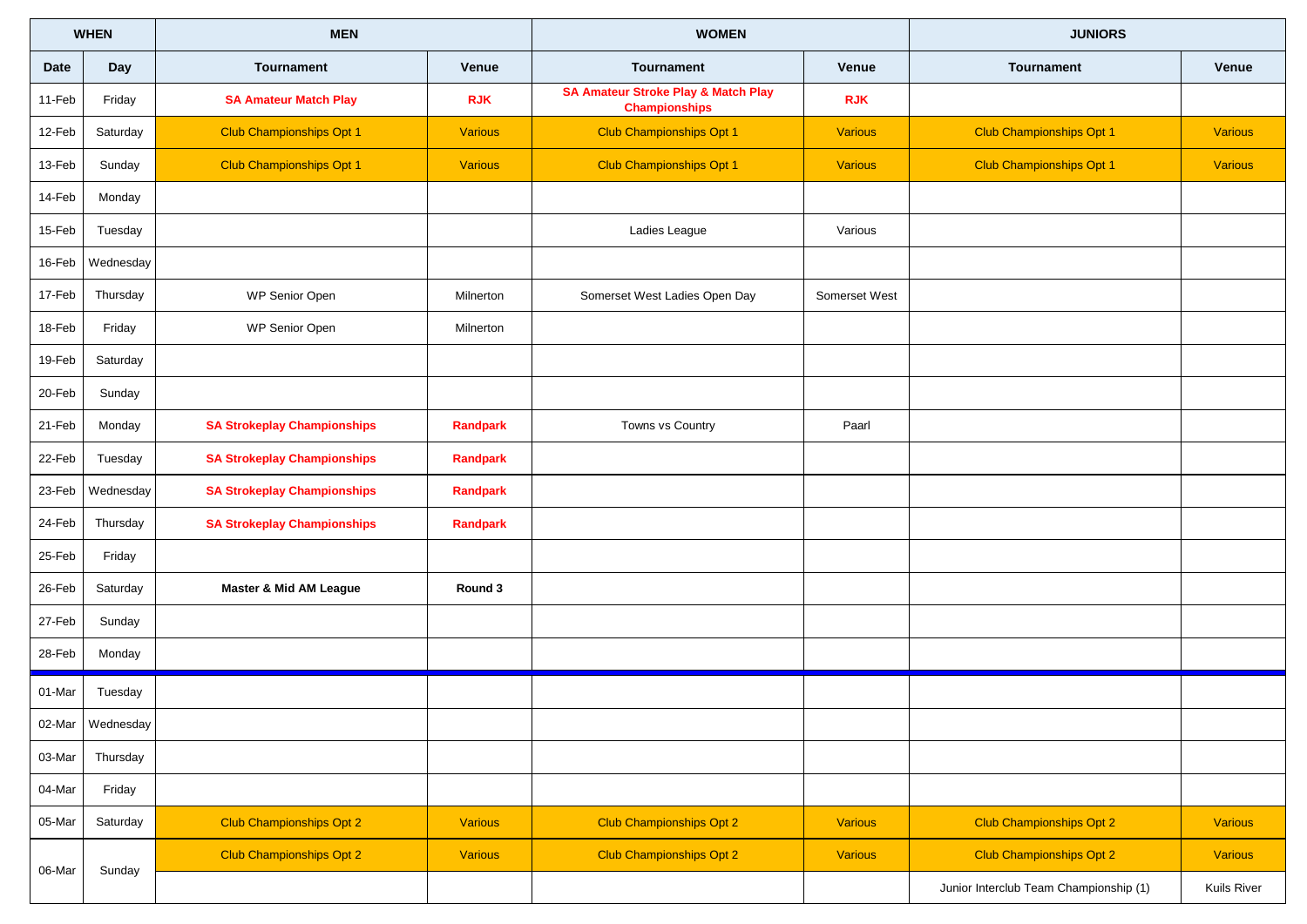| WHEN | | MEN | | WOMEN | | JUNIORS | |
|---|---|---|---|---|---|---|---|
| Date | Day | Tournament | Venue | Tournament | Venue | Tournament | Venue |
| 11-Feb | Friday | **SA Amateur Match Play** | **RJK** | **SA Amateur Stroke Play & Match Play Championships** | **RJK** | | |
| 12-Feb | Saturday | Club Championships Opt 1 | Various | Club Championships Opt 1 | Various | Club Championships Opt 1 | Various |
| 13-Feb | Sunday | Club Championships Opt 1 | Various | Club Championships Opt 1 | Various | Club Championships Opt 1 | Various |
| 14-Feb | Monday | | | | | | |
| 15-Feb | Tuesday | | | Ladies League | Various | | |
| 16-Feb | Wednesday | | | | | | |
| 17-Feb | Thursday | WP Senior Open | Milnerton | Somerset West Ladies Open Day | Somerset West | | |
| 18-Feb | Friday | WP Senior Open | Milnerton | | | | |
| 19-Feb | Saturday | | | | | | |
| 20-Feb | Sunday | | | | | | |
| 21-Feb | Monday | **SA Strokeplay Championships** | **Randpark** | Towns vs Country | Paarl | | |
| 22-Feb | Tuesday | **SA Strokeplay Championships** | **Randpark** | | | | |
| 23-Feb | Wednesday | **SA Strokeplay Championships** | **Randpark** | | | | |
| 24-Feb | Thursday | **SA Strokeplay Championships** | **Randpark** | | | | |
| 25-Feb | Friday | | | | | | |
| 26-Feb | Saturday | **Master & Mid AM League** | **Round 3** | | | | |
| 27-Feb | Sunday | | | | | | |
| 28-Feb | Monday | | | | | | |
| 01-Mar | Tuesday | | | | | | |
| 02-Mar | Wednesday | | | | | | |
| 03-Mar | Thursday | | | | | | |
| 04-Mar | Friday | | | | | | |
| 05-Mar | Saturday | Club Championships Opt 2 | Various | Club Championships Opt 2 | Various | Club Championships Opt 2 | Various |
| 06-Mar | Sunday | Club Championships Opt 2 | Various | Club Championships Opt 2 | Various | Club Championships Opt 2 | Various |
| | | | | | | Junior Interclub Team Championship (1) | Kuils River |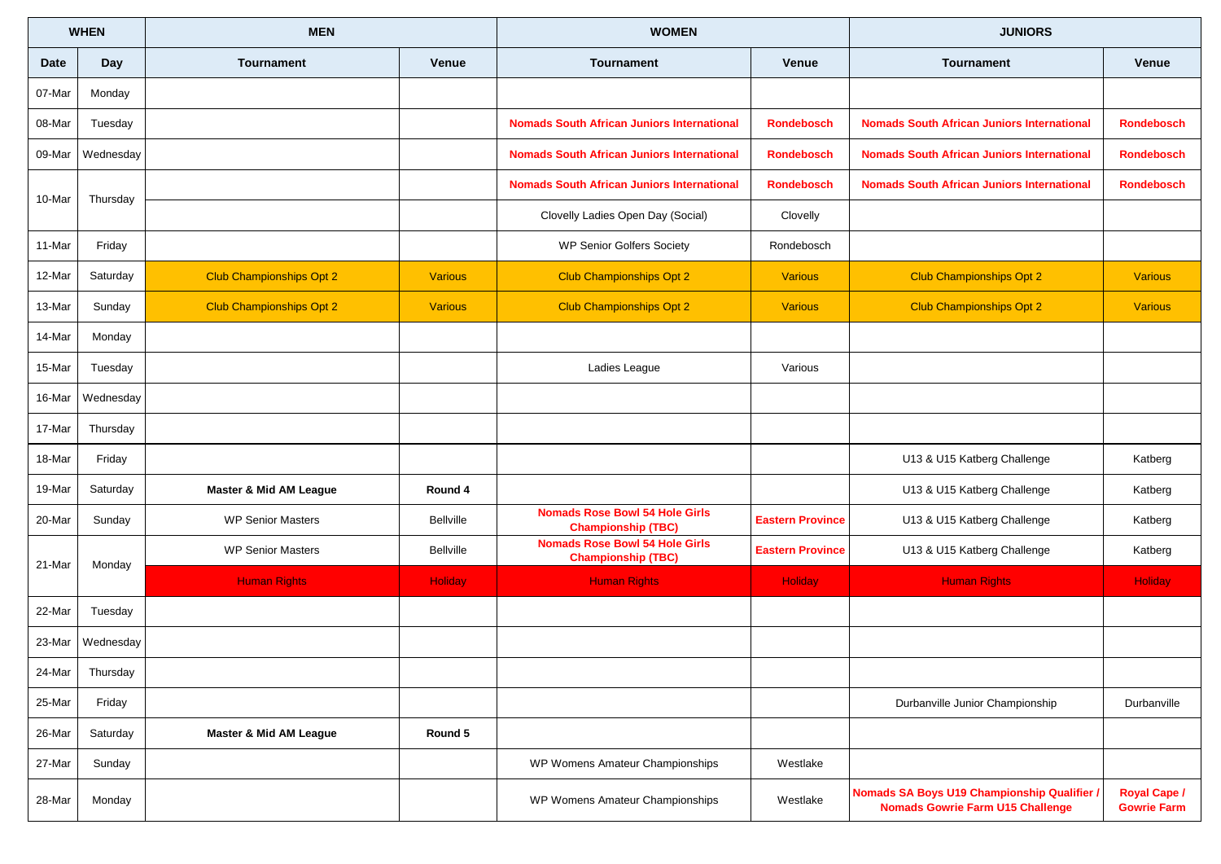| WHEN | | MEN | | WOMEN | | JUNIORS | |
|---|---|---|---|---|---|---|---|
| Date | Day | Tournament | Venue | Tournament | Venue | Tournament | Venue |
| 07-Mar | Monday | | | | | | |
| 08-Mar | Tuesday | | | **Nomads South African Juniors International** | **Rondebosch** | **Nomads South African Juniors International** | **Rondebosch** |
| 09-Mar | Wednesday | | | **Nomads South African Juniors International** | **Rondebosch** | **Nomads South African Juniors International** | **Rondebosch** |
| 10-Mar | Thursday | | | **Nomads South African Juniors International** | **Rondebosch** | **Nomads South African Juniors International** | **Rondebosch** |
| | | | | Clovelly Ladies Open Day (Social) | Clovelly | | |
| 11-Mar | Friday | | | WP Senior Golfers Society | Rondebosch | | |
| 12-Mar | Saturday | Club Championships Opt 2 | Various | Club Championships Opt 2 | Various | Club Championships Opt 2 | Various |
| 13-Mar | Sunday | Club Championships Opt 2 | Various | Club Championships Opt 2 | Various | Club Championships Opt 2 | Various |
| 14-Mar | Monday | | | | | | |
| 15-Mar | Tuesday | | | Ladies League | Various | | |
| 16-Mar | Wednesday | | | | | | |
| 17-Mar | Thursday | | | | | | |
| 18-Mar | Friday | | | | | U13 & U15 Katberg Challenge | Katberg |
| 19-Mar | Saturday | **Master & Mid AM League** | **Round 4** | | | U13 & U15 Katberg Challenge | Katberg |
| 20-Mar | Sunday | WP Senior Masters | Bellville | **Nomads Rose Bowl 54 Hole Girls Championship (TBC)** | **Eastern Province** | U13 & U15 Katberg Challenge | Katberg |
| 21-Mar | Monday | WP Senior Masters | Bellville | **Nomads Rose Bowl 54 Hole Girls Championship (TBC)** | **Eastern Province** | U13 & U15 Katberg Challenge | Katberg |
| | | Human Rights | Holiday | Human Rights | Holiday | Human Rights | Holiday |
| 22-Mar | Tuesday | | | | | | |
| 23-Mar | Wednesday | | | | | | |
| 24-Mar | Thursday | | | | | | |
| 25-Mar | Friday | | | | | Durbanville Junior Championship | Durbanville |
| 26-Mar | Saturday | **Master & Mid AM League** | **Round 5** | | | | |
| 27-Mar | Sunday | | | WP Womens Amateur Championships | Westlake | | |
| 28-Mar | Monday | | | WP Womens Amateur Championships | Westlake | **Nomads SA Boys U19 Championship Qualifier / Nomads Gowrie Farm U15 Challenge** | **Royal Cape / Gowrie Farm** |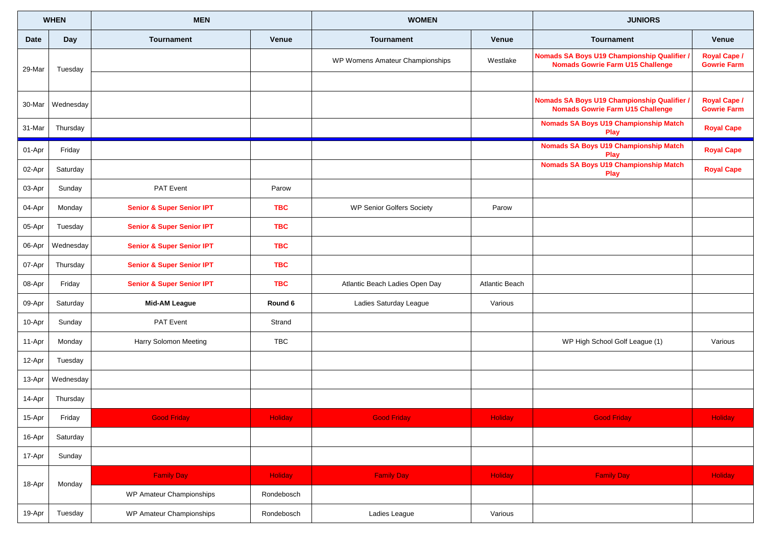| WHEN | | MEN | | WOMEN | | JUNIORS | |
|---|---|---|---|---|---|---|---|
| Date | Day | Tournament | Venue | Tournament | Venue | Tournament | Venue |
| 29-Mar | Tuesday | | | WP Womens Amateur Championships | Westlake | **Nomads SA Boys U19 Championship Qualifier / Nomads Gowrie Farm U15 Challenge** | **Royal Cape / Gowrie Farm** |
| | | | | | | | |
| 30-Mar | Wednesday | | | | | **Nomads SA Boys U19 Championship Qualifier / Nomads Gowrie Farm U15 Challenge** | **Royal Cape / Gowrie Farm** |
| 31-Mar | Thursday | | | | | **Nomads SA Boys U19 Championship Match Play** | **Royal Cape** |
| 01-Apr | Friday | | | | | **Nomads SA Boys U19 Championship Match Play** | **Royal Cape** |
| 02-Apr | Saturday | | | | | **Nomads SA Boys U19 Championship Match Play** | **Royal Cape** |
| 03-Apr | Sunday | PAT Event | Parow | | | | |
| 04-Apr | Monday | **Senior & Super Senior IPT** | **TBC** | WP Senior Golfers Society | Parow | | |
| 05-Apr | Tuesday | **Senior & Super Senior IPT** | **TBC** | | | | |
| 06-Apr | Wednesday | **Senior & Super Senior IPT** | **TBC** | | | | |
| 07-Apr | Thursday | **Senior & Super Senior IPT** | **TBC** | | | | |
| 08-Apr | Friday | **Senior & Super Senior IPT** | **TBC** | Atlantic Beach Ladies Open Day | Atlantic Beach | | |
| 09-Apr | Saturday | **Mid-AM League** | **Round 6** | Ladies Saturday League | Various | | |
| 10-Apr | Sunday | PAT Event | Strand | | | | |
| 11-Apr | Monday | Harry Solomon Meeting | TBC | | | WP High School Golf League (1) | Various |
| 12-Apr | Tuesday | | | | | | |
| 13-Apr | Wednesday | | | | | | |
| 14-Apr | Thursday | | | | | | |
| 15-Apr | Friday | Good Friday | Holiday | Good Friday | Holiday | Good Friday | Holiday |
| 16-Apr | Saturday | | | | | | |
| 17-Apr | Sunday | | | | | | |
| 18-Apr | Monday | Family Day | Holiday | Family Day | Holiday | Family Day | Holiday |
| | | WP Amateur Championships | Rondebosch | | | | |
| 19-Apr | Tuesday | WP Amateur Championships | Rondebosch | Ladies League | Various | | |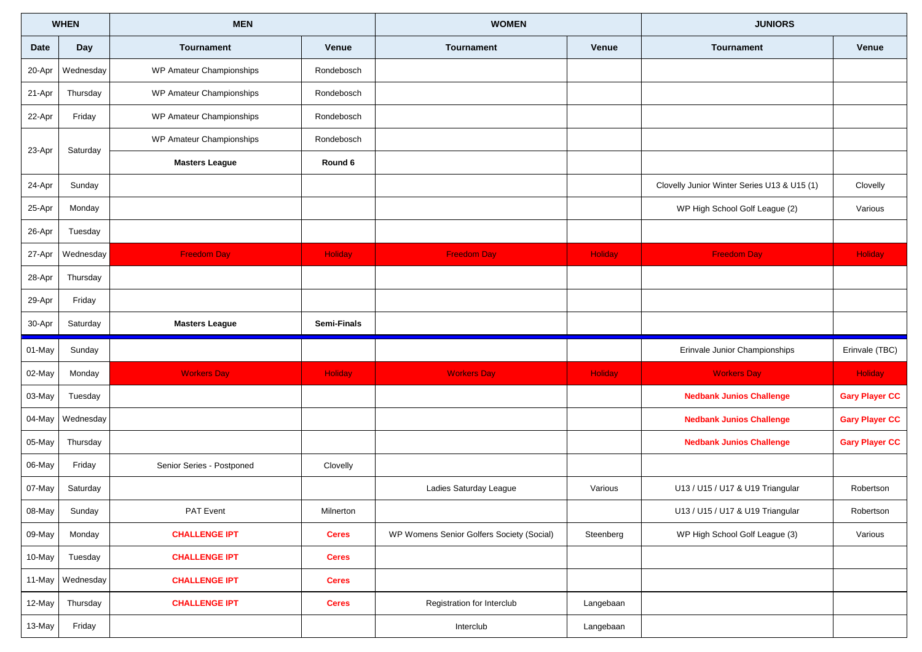| WHEN | | MEN | | WOMEN | | JUNIORS | |
|---|---|---|---|---|---|---|---|
| Date | Day | Tournament | Venue | Tournament | Venue | Tournament | Venue |
| 20-Apr | Wednesday | WP Amateur Championships | Rondebosch | | | | |
| 21-Apr | Thursday | WP Amateur Championships | Rondebosch | | | | |
| 22-Apr | Friday | WP Amateur Championships | Rondebosch | | | | |
| 23-Apr | Saturday | WP Amateur Championships | Rondebosch | | | | |
| | | **Masters League** | **Round 6** | | | | |
| 24-Apr | Sunday | | | | | Clovelly Junior Winter Series U13 & U15 (1) | Clovelly |
| 25-Apr | Monday | | | | | WP High School Golf League (2) | Various |
| 26-Apr | Tuesday | | | | | | |
| 27-Apr | Wednesday | Freedom Day | Holiday | Freedom Day | Holiday | Freedom Day | Holiday |
| 28-Apr | Thursday | | | | | | |
| 29-Apr | Friday | | | | | | |
| 30-Apr | Saturday | **Masters League** | **Semi-Finals** | | | | |
| 01-May | Sunday | | | | | Erinvale Junior Championships | Erinvale (TBC) |
| 02-May | Monday | Workers Day | Holiday | Workers Day | Holiday | Workers Day | Holiday |
| 03-May | Tuesday | | | | | **Nedbank Junios Challenge** | **Gary Player CC** |
| 04-May | Wednesday | | | | | **Nedbank Junios Challenge** | **Gary Player CC** |
| 05-May | Thursday | | | | | **Nedbank Junios Challenge** | **Gary Player CC** |
| 06-May | Friday | Senior Series - Postponed | Clovelly | | | | |
| 07-May | Saturday | | | Ladies Saturday League | Various | U13 / U15 / U17 & U19 Triangular | Robertson |
| 08-May | Sunday | PAT Event | Milnerton | | | U13 / U15 / U17 & U19 Triangular | Robertson |
| 09-May | Monday | **CHALLENGE IPT** | **Ceres** | WP Womens Senior Golfers Society (Social) | Steenberg | WP High School Golf League (3) | Various |
| 10-May | Tuesday | **CHALLENGE IPT** | **Ceres** | | | | |
| 11-May | Wednesday | **CHALLENGE IPT** | **Ceres** | | | | |
| 12-May | Thursday | **CHALLENGE IPT** | **Ceres** | Registration for Interclub | Langebaan | | |
| 13-May | Friday | | | Interclub | Langebaan | | |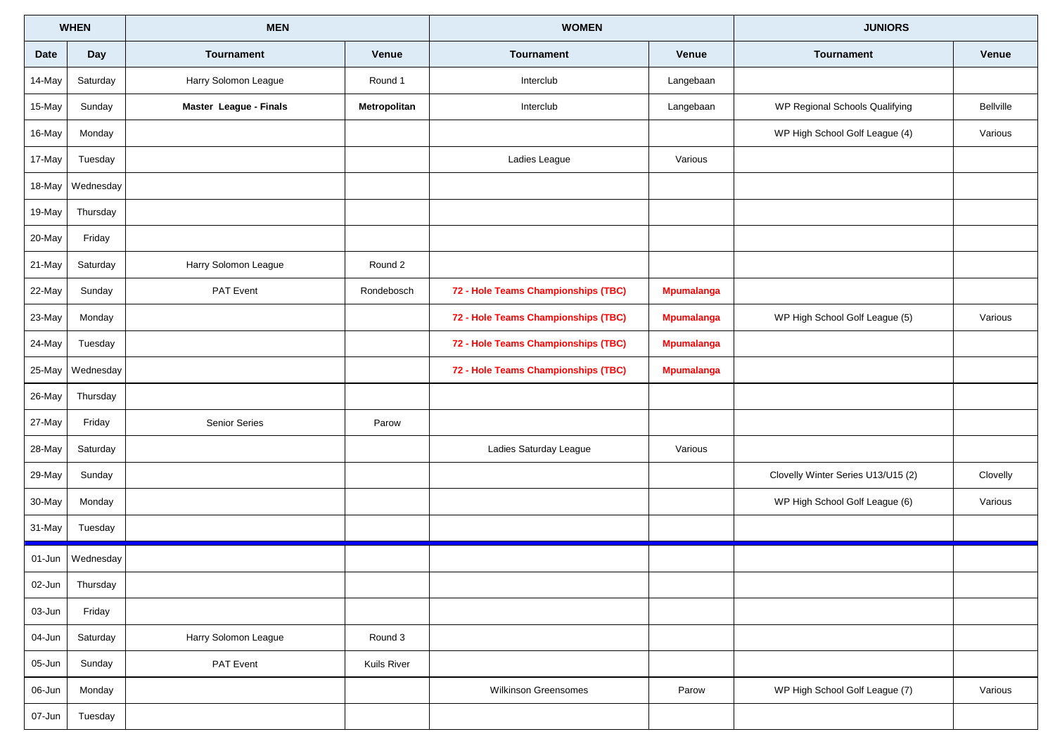| WHEN | | MEN | | WOMEN | | JUNIORS | |
|---|---|---|---|---|---|---|---|
| Date | Day | Tournament | Venue | Tournament | Venue | Tournament | Venue |
| 14-May | Saturday | Harry Solomon League | Round 1 | Interclub | Langebaan | | |
| 15-May | Sunday | **Master League - Finals** | **Metropolitan** | Interclub | Langebaan | WP Regional Schools Qualifying | Bellville |
| 16-May | Monday | | | | | WP High School Golf League (4) | Various |
| 17-May | Tuesday | | | Ladies League | Various | | |
| 18-May | Wednesday | | | | | | |
| 19-May | Thursday | | | | | | |
| 20-May | Friday | | | | | | |
| 21-May | Saturday | Harry Solomon League | Round 2 | | | | |
| 22-May | Sunday | PAT Event | Rondebosch | **72 - Hole Teams Championships (TBC)** | **Mpumalanga** | | |
| 23-May | Monday | | | **72 - Hole Teams Championships (TBC)** | **Mpumalanga** | WP High School Golf League (5) | Various |
| 24-May | Tuesday | | | **72 - Hole Teams Championships (TBC)** | **Mpumalanga** | | |
| 25-May | Wednesday | | | **72 - Hole Teams Championships (TBC)** | **Mpumalanga** | | |
| 26-May | Thursday | | | | | | |
| 27-May | Friday | Senior Series | Parow | | | | |
| 28-May | Saturday | | | Ladies Saturday League | Various | | |
| 29-May | Sunday | | | | | Clovelly Winter Series U13/U15 (2) | Clovelly |
| 30-May | Monday | | | | | WP High School Golf League (6) | Various |
| 31-May | Tuesday | | | | | | |
| 01-Jun | Wednesday | | | | | | |
| 02-Jun | Thursday | | | | | | |
| 03-Jun | Friday | | | | | | |
| 04-Jun | Saturday | Harry Solomon League | Round 3 | | | | |
| 05-Jun | Sunday | PAT Event | Kuils River | | | | |
| 06-Jun | Monday | | | Wilkinson Greensomes | Parow | WP High School Golf League (7) | Various |
| 07-Jun | Tuesday | | | | | | |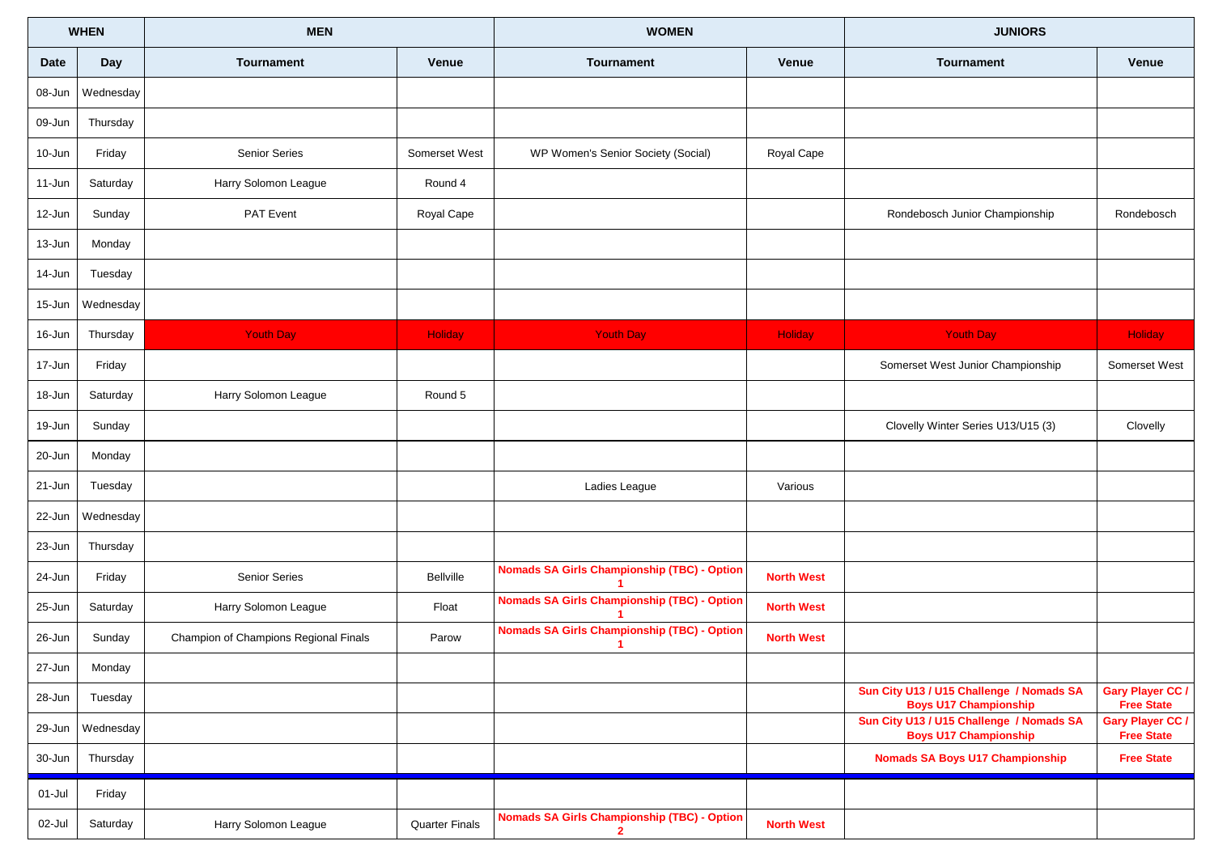| WHEN | | MEN | | WOMEN | | JUNIORS | |
|---|---|---|---|---|---|---|---|
| Date | Day | Tournament | Venue | Tournament | Venue | Tournament | Venue |
| 08-Jun | Wednesday | | | | | | |
| 09-Jun | Thursday | | | | | | |
| 10-Jun | Friday | Senior Series | Somerset West | WP Women's Senior Society (Social) | Royal Cape | | |
| 11-Jun | Saturday | Harry Solomon League | Round 4 | | | | |
| 12-Jun | Sunday | PAT Event | Royal Cape | | | Rondebosch Junior Championship | Rondebosch |
| 13-Jun | Monday | | | | | | |
| 14-Jun | Tuesday | | | | | | |
| 15-Jun | Wednesday | | | | | | |
| 16-Jun | Thursday | Youth Day | Holiday | Youth Day | Holiday | Youth Day | Holiday |
| 17-Jun | Friday | | | | | Somerset West Junior Championship | Somerset West |
| 18-Jun | Saturday | Harry Solomon League | Round 5 | | | | |
| 19-Jun | Sunday | | | | | Clovelly Winter Series U13/U15 (3) | Clovelly |
| 20-Jun | Monday | | | | | | |
| 21-Jun | Tuesday | | | Ladies League | Various | | |
| 22-Jun | Wednesday | | | | | | |
| 23-Jun | Thursday | | | | | | |
| 24-Jun | Friday | Senior Series | Bellville | **Nomads SA Girls Championship (TBC) - Option 1** | **North West** | | |
| 25-Jun | Saturday | Harry Solomon League | Float | **Nomads SA Girls Championship (TBC) - Option 1** | **North West** | | |
| 26-Jun | Sunday | Champion of Champions Regional Finals | Parow | **Nomads SA Girls Championship (TBC) - Option 1** | **North West** | | |
| 27-Jun | Monday | | | | | | |
| 28-Jun | Tuesday | | | | | **Sun City U13 / U15 Challenge / Nomads SA Boys U17 Championship** | **Gary Player CC / Free State** |
| 29-Jun | Wednesday | | | | | **Sun City U13 / U15 Challenge / Nomads SA Boys U17 Championship** | **Gary Player CC / Free State** |
| 30-Jun | Thursday | | | | | **Nomads SA Boys U17 Championship** | **Free State** |
| 01-Jul | Friday | | | | | | |
| 02-Jul | Saturday | Harry Solomon League | Quarter Finals | **Nomads SA Girls Championship (TBC) - Option 2** | **North West** | | |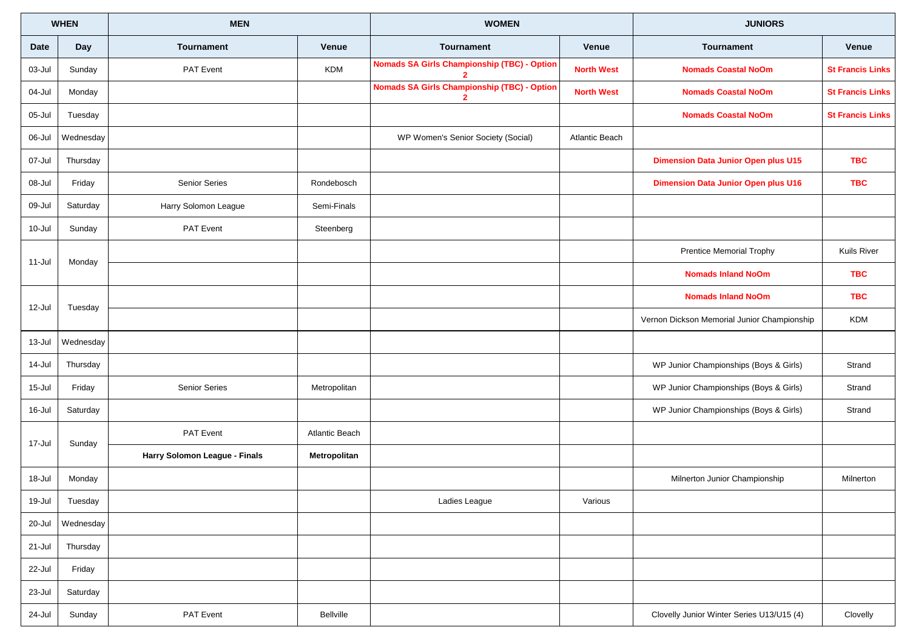| WHEN | | MEN | | WOMEN | | JUNIORS | |
|---|---|---|---|---|---|---|---|
| **Date** | **Day** | **Tournament** | **Venue** | **Tournament** | **Venue** | **Tournament** | **Venue** |
| 03-Jul | Sunday | PAT Event | KDM | **Nomads SA Girls Championship (TBC) - Option 2** | **North West** | **Nomads Coastal NoOm** | **St Francis Links** |
| 04-Jul | Monday | | | **Nomads SA Girls Championship (TBC) - Option 2** | **North West** | **Nomads Coastal NoOm** | **St Francis Links** |
| 05-Jul | Tuesday | | | | | **Nomads Coastal NoOm** | **St Francis Links** |
| 06-Jul | Wednesday | | | WP Women's Senior Society (Social) | Atlantic Beach | | |
| 07-Jul | Thursday | | | | | **Dimension Data Junior Open plus U15** | **TBC** |
| 08-Jul | Friday | Senior Series | Rondebosch | | | **Dimension Data Junior Open plus U16** | **TBC** |
| 09-Jul | Saturday | Harry Solomon League | Semi-Finals | | | | |
| 10-Jul | Sunday | PAT Event | Steenberg | | | | |
| 11-Jul | Monday | | | | | Prentice Memorial Trophy | Kuils River |
| | | | | | | **Nomads Inland NoOm** | **TBC** |
| 12-Jul | Tuesday | | | | | **Nomads Inland NoOm** | **TBC** |
| | | | | | | Vernon Dickson Memorial Junior Championship | KDM |
| 13-Jul | Wednesday | | | | | | |
| 14-Jul | Thursday | | | | | WP Junior Championships (Boys & Girls) | Strand |
| 15-Jul | Friday | Senior Series | Metropolitan | | | WP Junior Championships (Boys & Girls) | Strand |
| 16-Jul | Saturday | | | | | WP Junior Championships (Boys & Girls) | Strand |
| 17-Jul | Sunday | PAT Event | Atlantic Beach | | | | |
| | | **Harry Solomon League - Finals** | **Metropolitan** | | | | |
| 18-Jul | Monday | | | | | Milnerton Junior Championship | Milnerton |
| 19-Jul | Tuesday | | | Ladies League | Various | | |
| 20-Jul | Wednesday | | | | | | |
| 21-Jul | Thursday | | | | | | |
| 22-Jul | Friday | | | | | | |
| 23-Jul | Saturday | | | | | | |
| 24-Jul | Sunday | PAT Event | Bellville | | | Clovelly Junior Winter Series U13/U15 (4) | Clovelly |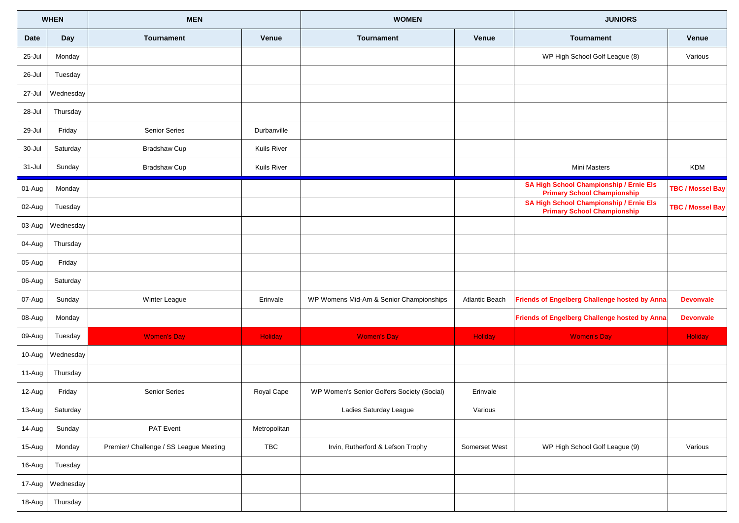| WHEN | | MEN | | WOMEN | | JUNIORS | |
|---|---|---|---|---|---|---|---|
| Date | Day | Tournament | Venue | Tournament | Venue | Tournament | Venue |
| 25-Jul | Monday | | | | | WP High School Golf League (8) | Various |
| 26-Jul | Tuesday | | | | | | |
| 27-Jul | Wednesday | | | | | | |
| 28-Jul | Thursday | | | | | | |
| 29-Jul | Friday | Senior Series | Durbanville | | | | |
| 30-Jul | Saturday | Bradshaw Cup | Kuils River | | | | |
| 31-Jul | Sunday | Bradshaw Cup | Kuils River | | | Mini Masters | KDM |
| 01-Aug | Monday | | | | | **SA High School Championship / Ernie Els Primary School Championship** | **TBC / Mossel Bay** |
| 02-Aug | Tuesday | | | | | **SA High School Championship / Ernie Els Primary School Championship** | **TBC / Mossel Bay** |
| 03-Aug | Wednesday | | | | | | |
| 04-Aug | Thursday | | | | | | |
| 05-Aug | Friday | | | | | | |
| 06-Aug | Saturday | | | | | | |
| 07-Aug | Sunday | Winter League | Erinvale | WP Womens Mid-Am & Senior Championships | Atlantic Beach | **Friends of Engelberg Challenge hosted by Anna** | **Devonvale** |
| 08-Aug | Monday | | | | | **Friends of Engelberg Challenge hosted by Anna** | **Devonvale** |
| 09-Aug | Tuesday | Women's Day | Holiday | Women's Day | Holiday | Women's Day | Holiday |
| 10-Aug | Wednesday | | | | | | |
| 11-Aug | Thursday | | | | | | |
| 12-Aug | Friday | Senior Series | Royal Cape | WP Women's Senior Golfers Society (Social) | Erinvale | | |
| 13-Aug | Saturday | | | Ladies Saturday League | Various | | |
| 14-Aug | Sunday | PAT Event | Metropolitan | | | | |
| 15-Aug | Monday | Premier/ Challenge / SS League Meeting | TBC | Irvin, Rutherford & Lefson Trophy | Somerset West | WP High School Golf League (9) | Various |
| 16-Aug | Tuesday | | | | | | |
| 17-Aug | Wednesday | | | | | | |
| 18-Aug | Thursday | | | | | | |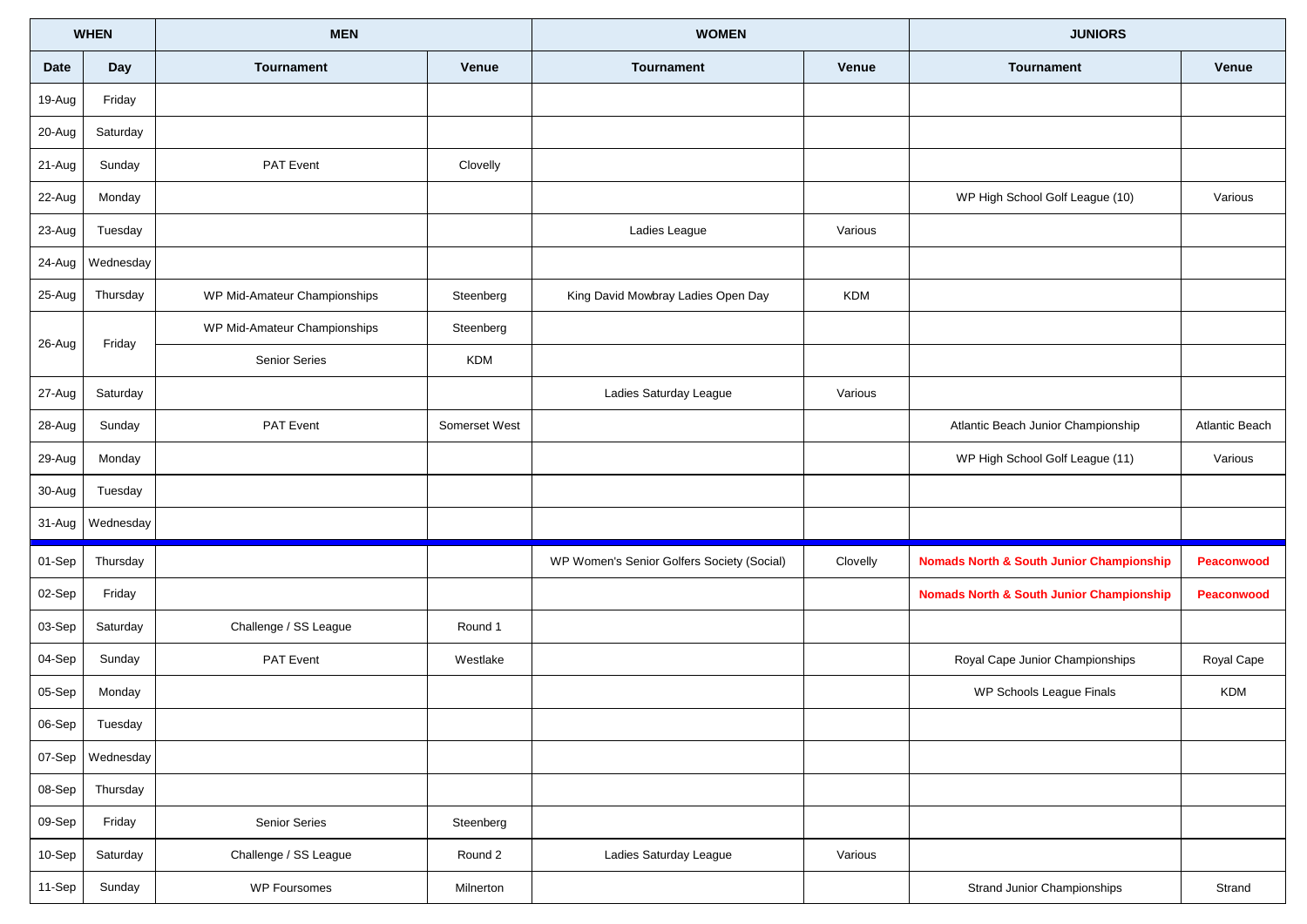| WHEN | | MEN | | WOMEN | | JUNIORS | |
|---|---|---|---|---|---|---|---|
| **Date** | **Day** | **Tournament** | **Venue** | **Tournament** | **Venue** | **Tournament** | **Venue** |
| 19-Aug | Friday | | | | | | |
| 20-Aug | Saturday | | | | | | |
| 21-Aug | Sunday | PAT Event | Clovelly | | | | |
| 22-Aug | Monday | | | | | WP High School Golf League (10) | Various |
| 23-Aug | Tuesday | | | Ladies League | Various | | |
| 24-Aug | Wednesday | | | | | | |
| 25-Aug | Thursday | WP Mid-Amateur Championships | Steenberg | King David Mowbray Ladies Open Day | KDM | | |
| 26-Aug | Friday | WP Mid-Amateur Championships | Steenberg | | | | |
| | | Senior Series | KDM | | | | |
| 27-Aug | Saturday | | | Ladies Saturday League | Various | | |
| 28-Aug | Sunday | PAT Event | Somerset West | | | Atlantic Beach Junior Championship | Atlantic Beach |
| 29-Aug | Monday | | | | | WP High School Golf League (11) | Various |
| 30-Aug | Tuesday | | | | | | |
| 31-Aug | Wednesday | | | | | | |
| 01-Sep | Thursday | | | WP Women's Senior Golfers Society (Social) | Clovelly | **Nomads North & South Junior Championship** | **Peaconwood** |
| 02-Sep | Friday | | | | | **Nomads North & South Junior Championship** | **Peaconwood** |
| 03-Sep | Saturday | Challenge / SS League | Round 1 | | | | |
| 04-Sep | Sunday | PAT Event | Westlake | | | Royal Cape Junior Championships | Royal Cape |
| 05-Sep | Monday | | | | | WP Schools League Finals | KDM |
| 06-Sep | Tuesday | | | | | | |
| 07-Sep | Wednesday | | | | | | |
| 08-Sep | Thursday | | | | | | |
| 09-Sep | Friday | Senior Series | Steenberg | | | | |
| 10-Sep | Saturday | Challenge / SS League | Round 2 | Ladies Saturday League | Various | | |
| 11-Sep | Sunday | WP Foursomes | Milnerton | | | Strand Junior Championships | Strand |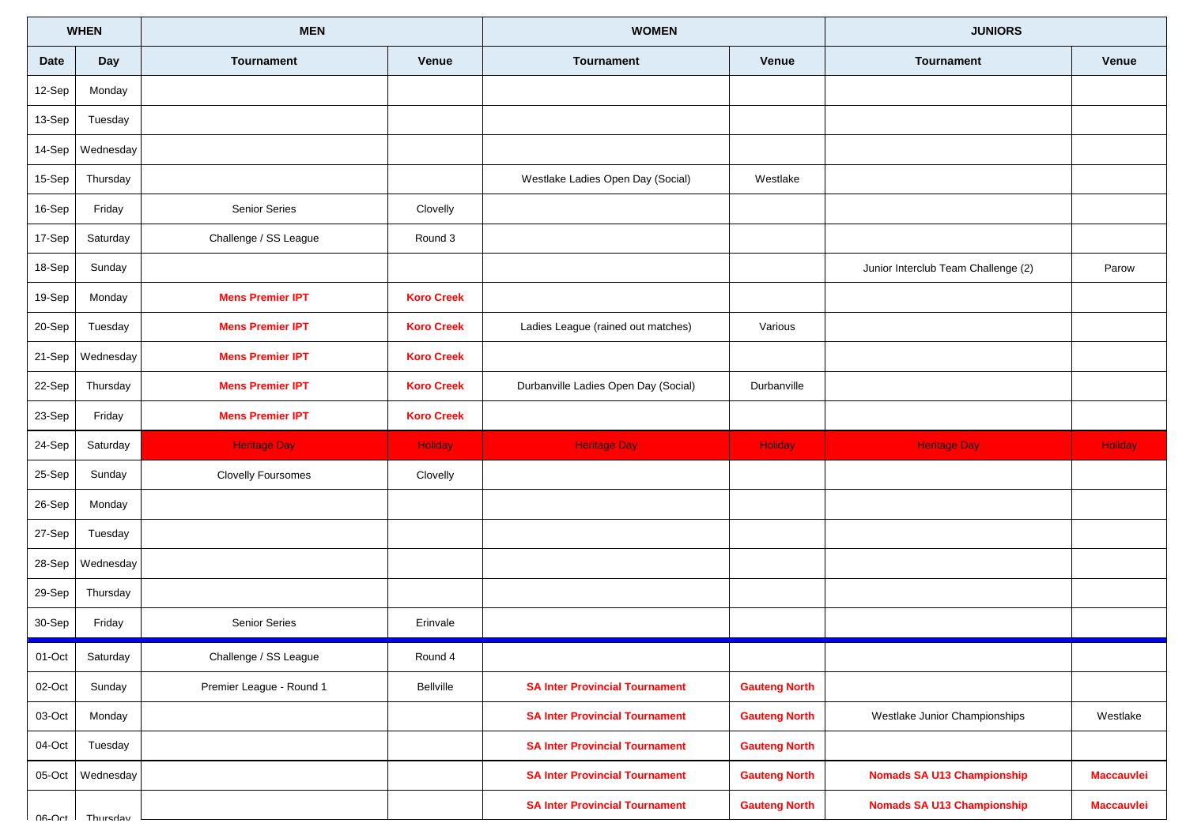| WHEN | | MEN | | WOMEN | | JUNIORS | |
|---|---|---|---|---|---|---|---|
| Date | Day | Tournament | Venue | Tournament | Venue | Tournament | Venue |
| 12-Sep | Monday | | | | | | |
| 13-Sep | Tuesday | | | | | | |
| 14-Sep | Wednesday | | | | | | |
| 15-Sep | Thursday | | | Westlake Ladies Open Day (Social) | Westlake | | |
| 16-Sep | Friday | Senior Series | Clovelly | | | | |
| 17-Sep | Saturday | Challenge / SS League | Round 3 | | | | |
| 18-Sep | Sunday | | | | | Junior Interclub Team Challenge (2) | Parow |
| 19-Sep | Monday | **Mens Premier IPT** | **Koro Creek** | | | | |
| 20-Sep | Tuesday | **Mens Premier IPT** | **Koro Creek** | Ladies League (rained out matches) | Various | | |
| 21-Sep | Wednesday | **Mens Premier IPT** | **Koro Creek** | | | | |
| 22-Sep | Thursday | **Mens Premier IPT** | **Koro Creek** | Durbanville Ladies Open Day (Social) | Durbanville | | |
| 23-Sep | Friday | **Mens Premier IPT** | **Koro Creek** | | | | |
| 24-Sep | Saturday | Heritage Day | Holiday | Heritage Day | Holiday | Heritage Day | Holiday |
| 25-Sep | Sunday | Clovelly Foursomes | Clovelly | | | | |
| 26-Sep | Monday | | | | | | |
| 27-Sep | Tuesday | | | | | | |
| 28-Sep | Wednesday | | | | | | |
| 29-Sep | Thursday | | | | | | |
| 30-Sep | Friday | Senior Series | Erinvale | | | | |
| 01-Oct | Saturday | Challenge / SS League | Round 4 | | | | |
| 02-Oct | Sunday | Premier League - Round 1 | Bellville | **SA Inter Provincial Tournament** | **Gauteng North** | | |
| 03-Oct | Monday | | | **SA Inter Provincial Tournament** | **Gauteng North** | Westlake Junior Championships | Westlake |
| 04-Oct | Tuesday | | | **SA Inter Provincial Tournament** | **Gauteng North** | | |
| 05-Oct | Wednesday | | | **SA Inter Provincial Tournament** | **Gauteng North** | **Nomads SA U13 Championship** | **Maccauvlei** |
| 06-Oct | Thursday | | | **SA Inter Provincial Tournament** | **Gauteng North** | **Nomads SA U13 Championship** | **Maccauvlei** |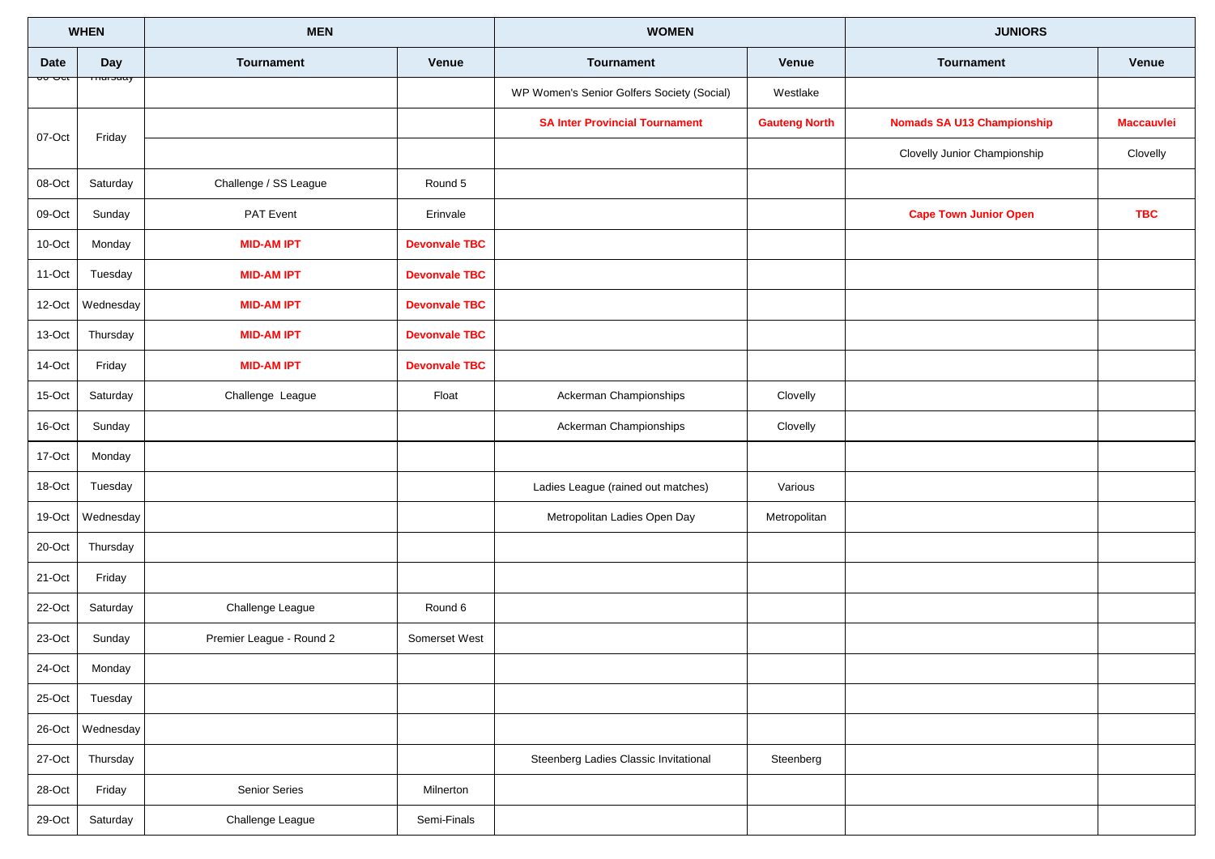| WHEN | | MEN | | WOMEN | | JUNIORS | |
|---|---|---|---|---|---|---|---|
| Date | Day | Tournament | Venue | Tournament | Venue | Tournament | Venue |
| 06-Oct | Thursday | | | WP Women's Senior Golfers Society (Social) | Westlake | | |
| 07-Oct | Friday | | | **SA Inter Provincial Tournament** | **Gauteng North** | **Nomads SA U13 Championship** | **Maccauvlei** |
| | | | | | | Clovelly Junior Championship | Clovelly |
| 08-Oct | Saturday | Challenge / SS League | Round 5 | | | | |
| 09-Oct | Sunday | PAT Event | Erinvale | | | **Cape Town Junior Open** | **TBC** |
| 10-Oct | Monday | **MID-AM IPT** | **Devonvale TBC** | | | | |
| 11-Oct | Tuesday | **MID-AM IPT** | **Devonvale TBC** | | | | |
| 12-Oct | Wednesday | **MID-AM IPT** | **Devonvale TBC** | | | | |
| 13-Oct | Thursday | **MID-AM IPT** | **Devonvale TBC** | | | | |
| 14-Oct | Friday | **MID-AM IPT** | **Devonvale TBC** | | | | |
| 15-Oct | Saturday | Challenge League | Float | Ackerman Championships | Clovelly | | |
| 16-Oct | Sunday | | | Ackerman Championships | Clovelly | | |
| 17-Oct | Monday | | | | | | |
| 18-Oct | Tuesday | | | Ladies League (rained out matches) | Various | | |
| 19-Oct | Wednesday | | | Metropolitan Ladies Open Day | Metropolitan | | |
| 20-Oct | Thursday | | | | | | |
| 21-Oct | Friday | | | | | | |
| 22-Oct | Saturday | Challenge League | Round 6 | | | | |
| 23-Oct | Sunday | Premier League - Round 2 | Somerset West | | | | |
| 24-Oct | Monday | | | | | | |
| 25-Oct | Tuesday | | | | | | |
| 26-Oct | Wednesday | | | | | | |
| 27-Oct | Thursday | | | Steenberg Ladies Classic Invitational | Steenberg | | |
| 28-Oct | Friday | Senior Series | Milnerton | | | | |
| 29-Oct | Saturday | Challenge League | Semi-Finals | | | | |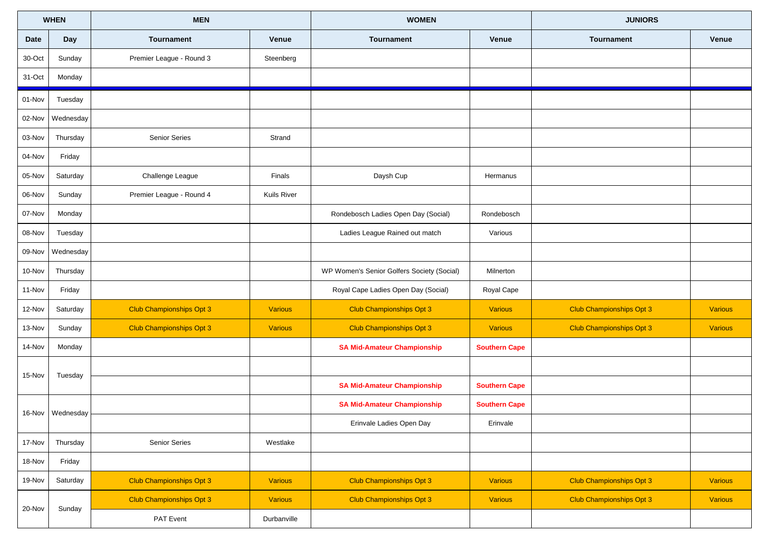| WHEN | | MEN | | WOMEN | | JUNIORS | |
|---|---|---|---|---|---|---|---|
| Date | Day | Tournament | Venue | Tournament | Venue | Tournament | Venue |
| 30-Oct | Sunday | Premier League - Round 3 | Steenberg | | | | |
| 31-Oct | Monday | | | | | | |
| 01-Nov | Tuesday | | | | | | |
| 02-Nov | Wednesday | | | | | | |
| 03-Nov | Thursday | Senior Series | Strand | | | | |
| 04-Nov | Friday | | | | | | |
| 05-Nov | Saturday | Challenge League | Finals | Daysh Cup | Hermanus | | |
| 06-Nov | Sunday | Premier League - Round 4 | Kuils River | | | | |
| 07-Nov | Monday | | | Rondebosch Ladies Open Day (Social) | Rondebosch | | |
| 08-Nov | Tuesday | | | Ladies League Rained out match | Various | | |
| 09-Nov | Wednesday | | | | | | |
| 10-Nov | Thursday | | | WP Women's Senior Golfers Society (Social) | Milnerton | | |
| 11-Nov | Friday | | | Royal Cape Ladies Open Day (Social) | Royal Cape | | |
| 12-Nov | Saturday | Club Championships Opt 3 | Various | Club Championships Opt 3 | Various | Club Championships Opt 3 | Various |
| 13-Nov | Sunday | Club Championships Opt 3 | Various | Club Championships Opt 3 | Various | Club Championships Opt 3 | Various |
| 14-Nov | Monday | | | **SA Mid-Amateur Championship** | **Southern Cape** | | |
| 15-Nov | Tuesday | | | | | | |
| | | | | **SA Mid-Amateur Championship** | **Southern Cape** | | |
| 16-Nov | Wednesday | | | **SA Mid-Amateur Championship** | **Southern Cape** | | |
| | | | | Erinvale Ladies Open Day | Erinvale | | |
| 17-Nov | Thursday | Senior Series | Westlake | | | | |
| 18-Nov | Friday | | | | | | |
| 19-Nov | Saturday | Club Championships Opt 3 | Various | Club Championships Opt 3 | Various | Club Championships Opt 3 | Various |
| 20-Nov | Sunday | Club Championships Opt 3 | Various | Club Championships Opt 3 | Various | Club Championships Opt 3 | Various |
| | | PAT Event | Durbanville | | | | |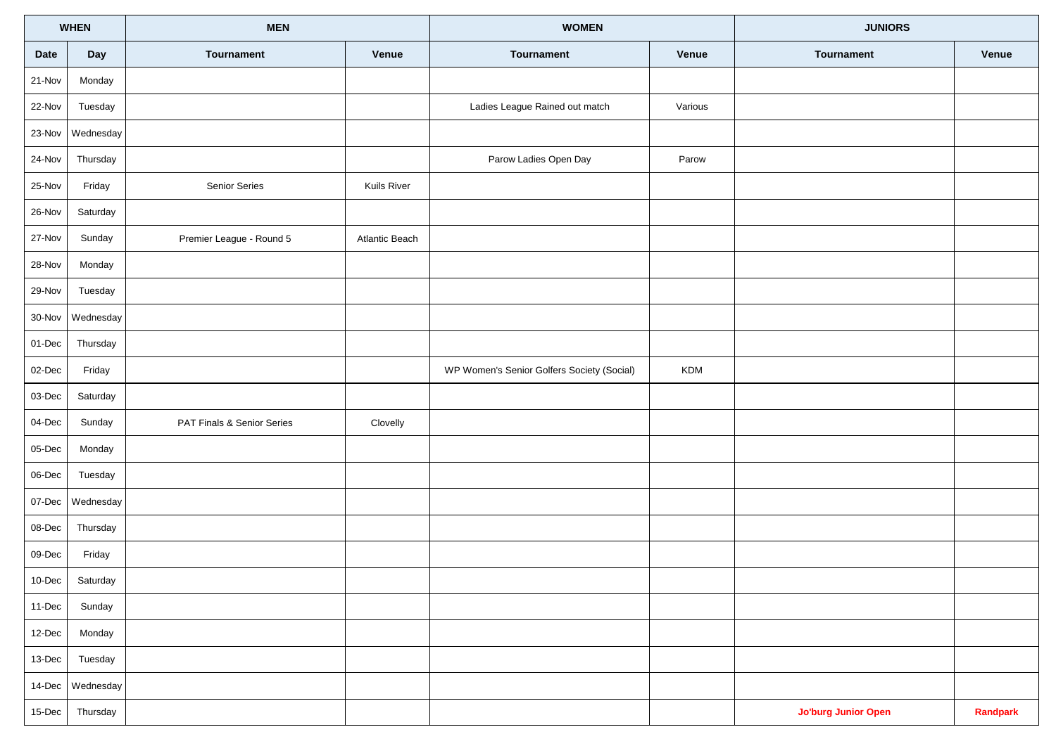| WHEN | | MEN | | WOMEN | | JUNIORS | |
|---|---|---|---|---|---|---|---|
| **Date** | **Day** | **Tournament** | **Venue** | **Tournament** | **Venue** | **Tournament** | **Venue** |
| 21-Nov | Monday | | | | | | |
| 22-Nov | Tuesday | | | Ladies League Rained out match | Various | | |
| 23-Nov | Wednesday | | | | | | |
| 24-Nov | Thursday | | | Parow Ladies Open Day | Parow | | |
| 25-Nov | Friday | Senior Series | Kuils River | | | | |
| 26-Nov | Saturday | | | | | | |
| 27-Nov | Sunday | Premier League - Round 5 | Atlantic Beach | | | | |
| 28-Nov | Monday | | | | | | |
| 29-Nov | Tuesday | | | | | | |
| 30-Nov | Wednesday | | | | | | |
| 01-Dec | Thursday | | | | | | |
| 02-Dec | Friday | | | WP Women's Senior Golfers Society (Social) | KDM | | |
| 03-Dec | Saturday | | | | | | |
| 04-Dec | Sunday | PAT Finals & Senior Series | Clovelly | | | | |
| 05-Dec | Monday | | | | | | |
| 06-Dec | Tuesday | | | | | | |
| 07-Dec | Wednesday | | | | | | |
| 08-Dec | Thursday | | | | | | |
| 09-Dec | Friday | | | | | | |
| 10-Dec | Saturday | | | | | | |
| 11-Dec | Sunday | | | | | | |
| 12-Dec | Monday | | | | | | |
| 13-Dec | Tuesday | | | | | | |
| 14-Dec | Wednesday | | | | | | |
| 15-Dec | Thursday | | | | | **Jo'burg Junior Open** | **Randpark** |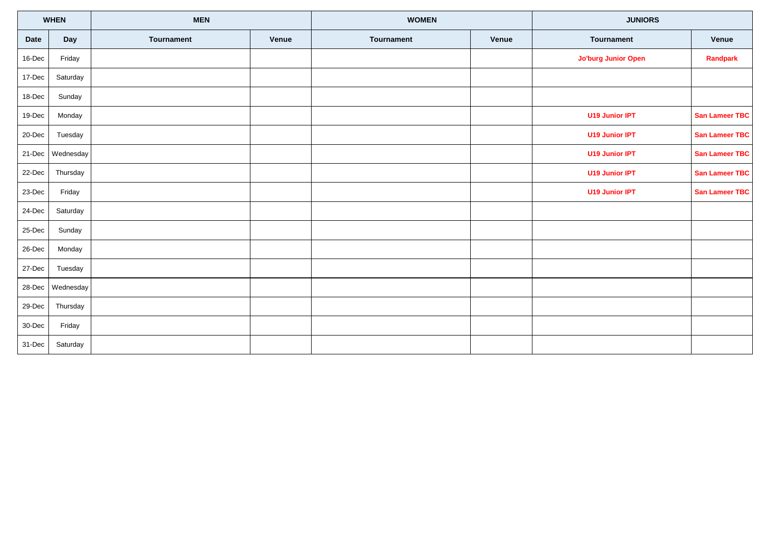| WHEN | | MEN | | WOMEN | | JUNIORS | |
|---|---|---|---|---|---|---|---|
| Date | Day | Tournament | Venue | Tournament | Venue | Tournament | Venue |
| 16-Dec | Friday | | | | | **Jo'burg Junior Open** | **Randpark** |
| 17-Dec | Saturday | | | | | | |
| 18-Dec | Sunday | | | | | | |
| 19-Dec | Monday | | | | | **U19 Junior IPT** | **San Lameer TBC** |
| 20-Dec | Tuesday | | | | | **U19 Junior IPT** | **San Lameer TBC** |
| 21-Dec | Wednesday | | | | | **U19 Junior IPT** | **San Lameer TBC** |
| 22-Dec | Thursday | | | | | **U19 Junior IPT** | **San Lameer TBC** |
| 23-Dec | Friday | | | | | **U19 Junior IPT** | **San Lameer TBC** |
| 24-Dec | Saturday | | | | | | |
| 25-Dec | Sunday | | | | | | |
| 26-Dec | Monday | | | | | | |
| 27-Dec | Tuesday | | | | | | |
| 28-Dec | Wednesday | | | | | | |
| 29-Dec | Thursday | | | | | | |
| 30-Dec | Friday | | | | | | |
| 31-Dec | Saturday | | | | | | |